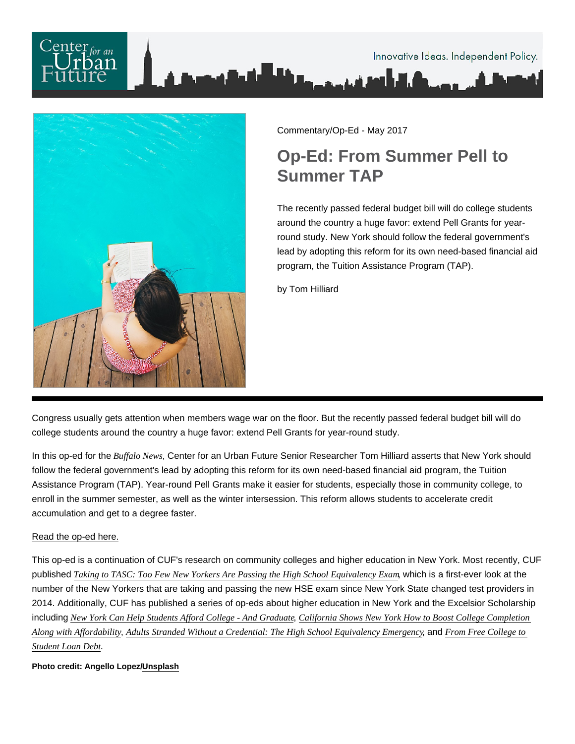Commentary/Op-Ed - May 2017

# Op-Ed: From Summer Pell to Summer TAP

The recently passed federal budget bill will do college students around the country a huge favor: extend Pell Grants for year-round study. New York should follow the federal government's lead by adopting this reform for its own need-based financial aid program, the Tuition Assistance Program (TAP).

by Tom Hilliard

---

Congress usually gets attention when members wage war on the floor. But the recently passed federal budget bill will do college students around the country a huge favor: extend Pell Grants for year-round study.

In this op-ed for the *Buffalo News*, Center for an Urban Future Senior Researcher Tom Hilliard asserts that New York should follow the federal government's lead by adopting this reform for its own need-based financial aid program, the Tuition Assistance Program (TAP). Year-round Pell Grants make it easier for students, especially those in community college, to enroll in the summer semester, as well as the winter intersession. This reform allows students to accelerate credit accumulation and get to a degree faster.

Read the op-ed here.

This op-ed is a continuation of CUF's research on community colleges and higher education in New York. Most recently, CUF published *Taking to TASC: Too Few New Yorkers Are Passing the High School Equivalency Exam*, which is a first-ever look at the number of the New Yorkers that are taking and passing the new HSE exam since New York State changed test providers in 2014. Additionally, CUF has published a series of op-eds about higher education in New York and the Excelsior Scholarship including *New York Can Help Students Afford College - And Graduate*, *California Shows New York How to Boost College Completion Along with Affordability*, *Adults Stranded Without a Credential: The High School Equivalency Emergency*, and *From Free College to Student Loan Debt*.

**Photo credit: Angello Lopez/Unsplash**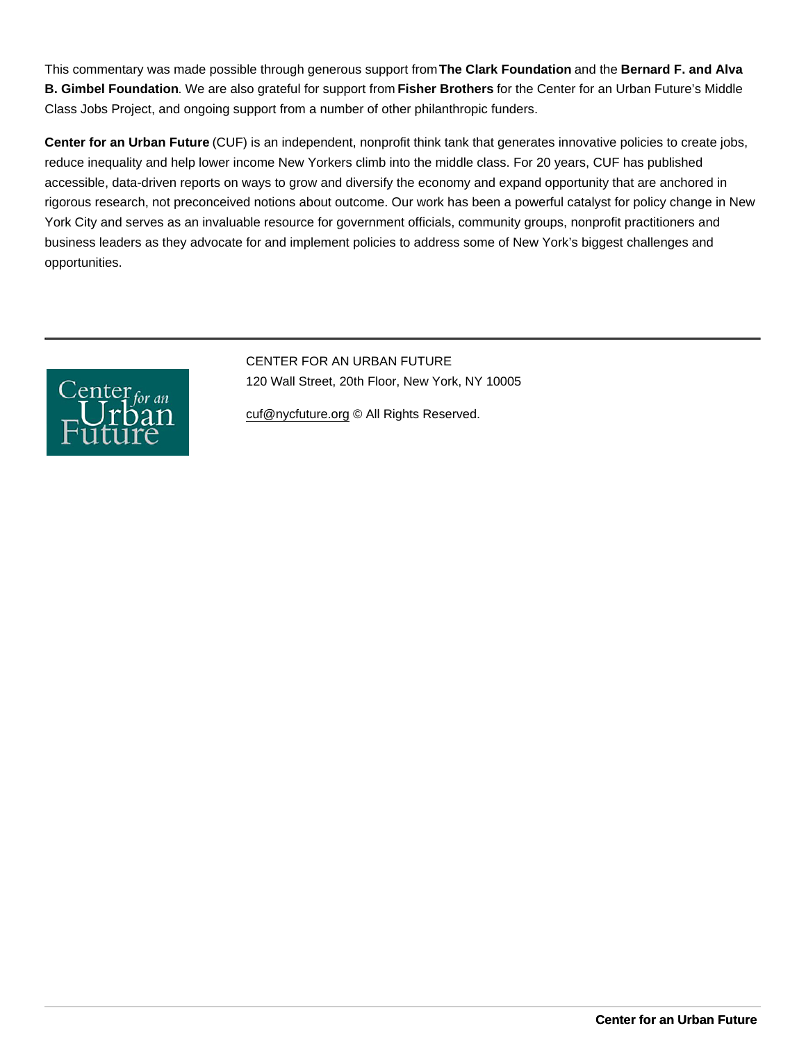This commentary was made possible through generous support from **The Clark Foundation** and the **Bernard F. and Alva B. Gimbel Foundation**. We are also grateful for support from **Fisher Brothers** for the Center for an Urban Future's Middle Class Jobs Project, and ongoing support from a number of other philanthropic funders.

**Center for an Urban Future** (CUF) is an independent, nonprofit think tank that generates innovative policies to create jobs, reduce inequality and help lower income New Yorkers climb into the middle class. For 20 years, CUF has published accessible, data-driven reports on ways to grow and diversify the economy and expand opportunity that are anchored in rigorous research, not preconceived notions about outcome. Our work has been a powerful catalyst for policy change in New York City and serves as an invaluable resource for government officials, community groups, nonprofit practitioners and business leaders as they advocate for and implement policies to address some of New York's biggest challenges and opportunities.

---

Center for an Urban Future

CENTER FOR AN URBAN FUTURE
120 Wall Street, 20th Floor, New York, NY 10005

cuf@nycfuture.org © All Rights Reserved.